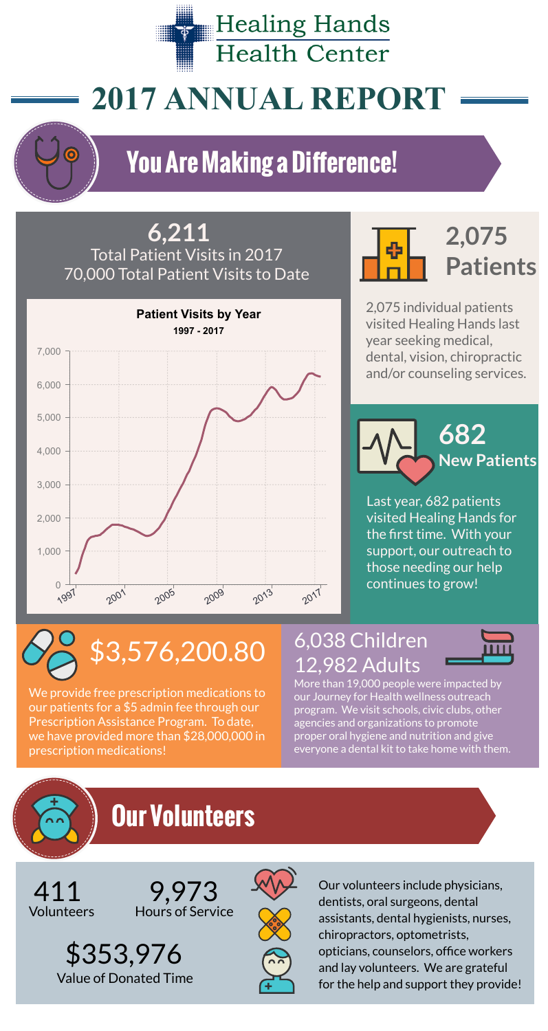# Healing Hands Health Center

# 2017 ANNUAL REPORT

## You Are Making a Difference!

**6,211**
Total Patient Visits in 2017
70,000 Total Patient Visits to Date

**Patient Visits by Year**
1997 - 2017

**2,075 Patients**

2,075 individual patients visited Healing Hands last year seeking medical, dental, vision, chiropractic and/or counseling services.

**682 New Patients**

Last year, 682 patients visited Healing Hands for the first time. With your support, our outreach to those needing our help continues to grow!

**$3,576,200.80**

We provide free prescription medications to our patients for a $5 admin fee through our Prescription Assistance Program. To date, we have provided more than $28,000,000 in prescription medications!

**6,038 Children**
**12,982 Adults**

More than 19,000 people were impacted by our Journey for Health wellness outreach program. We visit schools, civic clubs, other agencies and organizations to promote proper oral hygiene and nutrition and give everyone a dental kit to take home with them.

## Our Volunteers

**411**
Volunteers

**9,973**
Hours of Service

**$353,976**
Value of Donated Time

Our volunteers include physicians, dentists, oral surgeons, dental assistants, dental hygienists, nurses, chiropractors, optometrists, opticians, counselors, office workers and lay volunteers. We are grateful for the help and support they provide!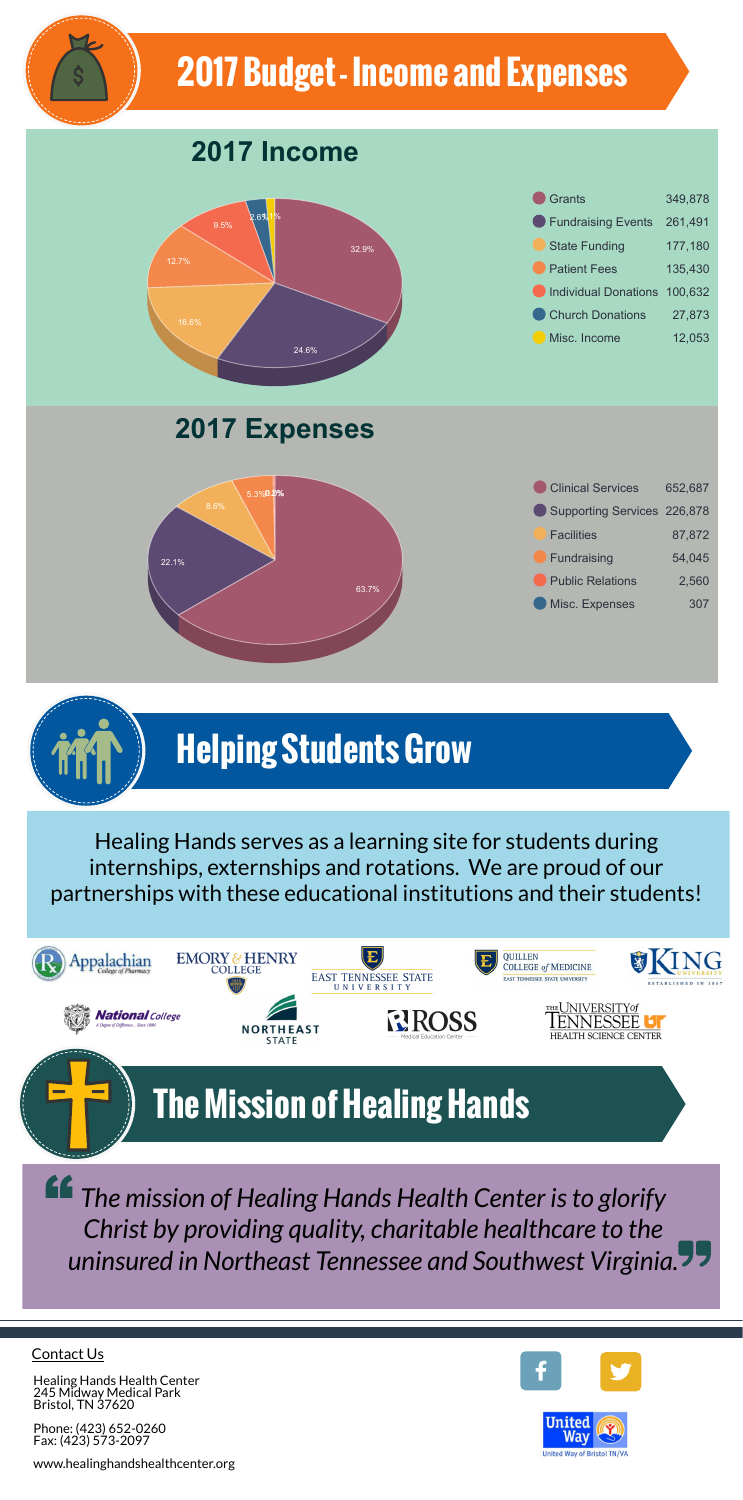# 2017 Budget - Income and Expenses

## 2017 Income

32.9%
24.6%
16.6%
12.7%
9.5%
2.6%
1.1%

Grants 349,878
Fundraising Events 261,491
State Funding 177,180
Patient Fees 135,430
Individual Donations 100,632
Church Donations 27,873
Misc. Income 12,053

## 2017 Expenses

63.7%
22.1%
8.6%
5.3%
0.2%
0.0%

Clinical Services 652,687
Supporting Services 226,878
Facilities 87,872
Fundraising 54,045
Public Relations 2,560
Misc. Expenses 307

# Helping Students Grow

Healing Hands serves as a learning site for students during internships, externships and rotations. We are proud of our partnerships with these educational institutions and their students!

Appalachian College of Pharmacy
Emory & Henry College
East Tennessee State University
Quillen College of Medicine, East Tennessee State University
King University, Established in 1867
National College, A Degree of Difference... Since 1886
Northeast State
Ross Medical Education Center
The University of Tennessee Health Science Center

# The Mission of Healing Hands

*"The mission of Healing Hands Health Center is to glorify Christ by providing quality, charitable healthcare to the uninsured in Northeast Tennessee and Southwest Virginia."*

Contact Us

Healing Hands Health Center
245 Midway Medical Park
Bristol, TN 37620

Phone: (423) 652-0260
Fax: (423) 573-2097

www.healinghandshealthcenter.org

United Way of Bristol TN/VA